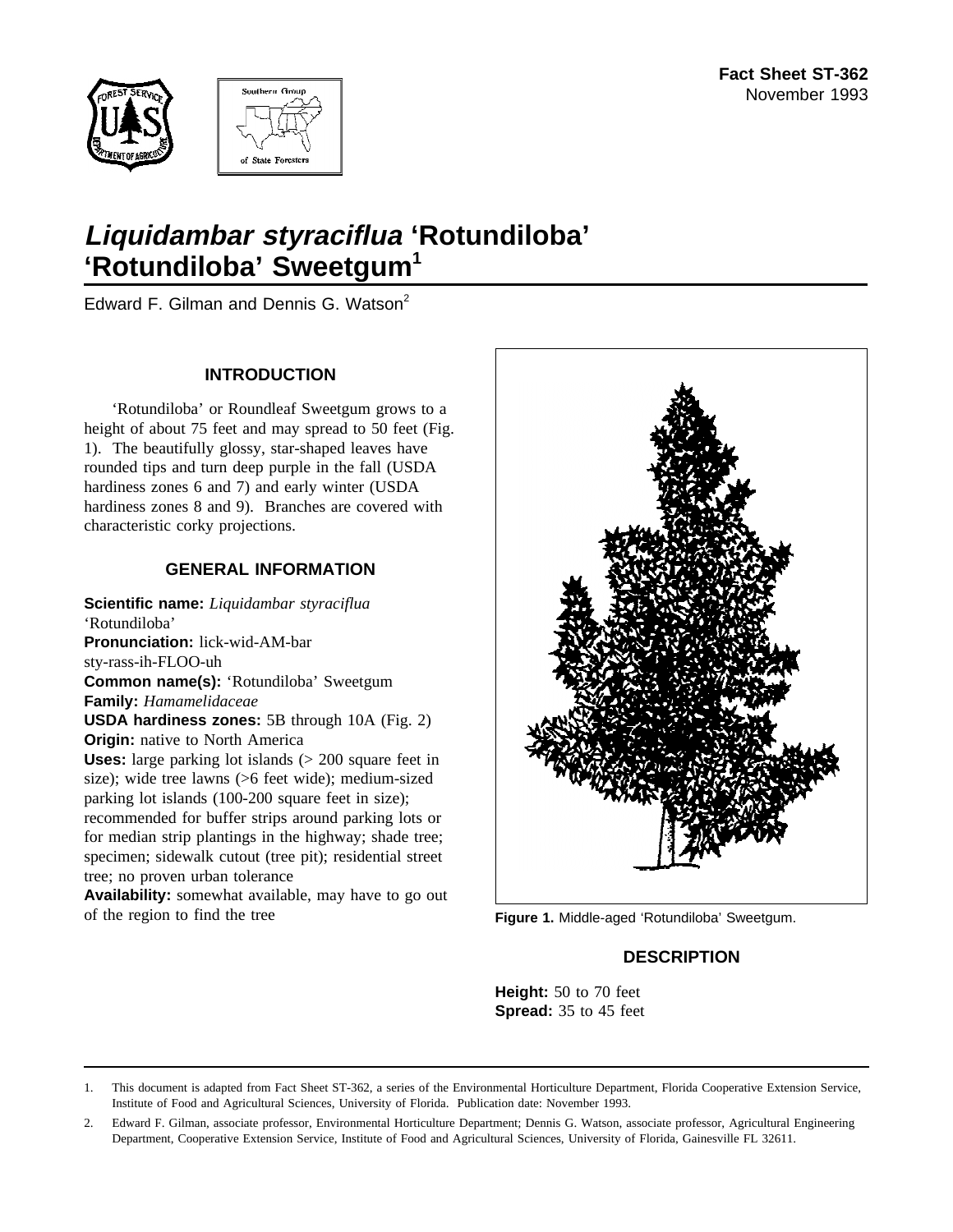Fact Sheet ST-362
November 1993

# *Liquidambar styraciflua* 'Rotundiloba'
# 'Rotundiloba' Sweetgum[1]

Edward F. Gilman and Dennis G. Watson[2]

## INTRODUCTION

'Rotundiloba' or Roundleaf Sweetgum grows to a height of about 75 feet and may spread to 50 feet (Fig. 1). The beautifully glossy, star-shaped leaves have rounded tips and turn deep purple in the fall (USDA hardiness zones 6 and 7) and early winter (USDA hardiness zones 8 and 9). Branches are covered with characteristic corky projections.

## GENERAL INFORMATION

**Scientific name:** *Liquidambar styraciflua* 'Rotundiloba'
**Pronunciation:** lick-wid-AM-bar sty-rass-ih-FLOO-uh
**Common name(s):** 'Rotundiloba' Sweetgum
**Family:** *Hamamelidaceae*
**USDA hardiness zones:** 5B through 10A (Fig. 2)
**Origin:** native to North America
**Uses:** large parking lot islands (> 200 square feet in size); wide tree lawns (>6 feet wide); medium-sized parking lot islands (100-200 square feet in size); recommended for buffer strips around parking lots or for median strip plantings in the highway; shade tree; specimen; sidewalk cutout (tree pit); residential street tree; no proven urban tolerance
**Availability:** somewhat available, may have to go out of the region to find the tree

**Figure 1.** Middle-aged 'Rotundiloba' Sweetgum.

## DESCRIPTION

**Height:** 50 to 70 feet
**Spread:** 35 to 45 feet

---

1. This document is adapted from Fact Sheet ST-362, a series of the Environmental Horticulture Department, Florida Cooperative Extension Service, Institute of Food and Agricultural Sciences, University of Florida. Publication date: November 1993.

2. Edward F. Gilman, associate professor, Environmental Horticulture Department; Dennis G. Watson, associate professor, Agricultural Engineering Department, Cooperative Extension Service, Institute of Food and Agricultural Sciences, University of Florida, Gainesville FL 32611.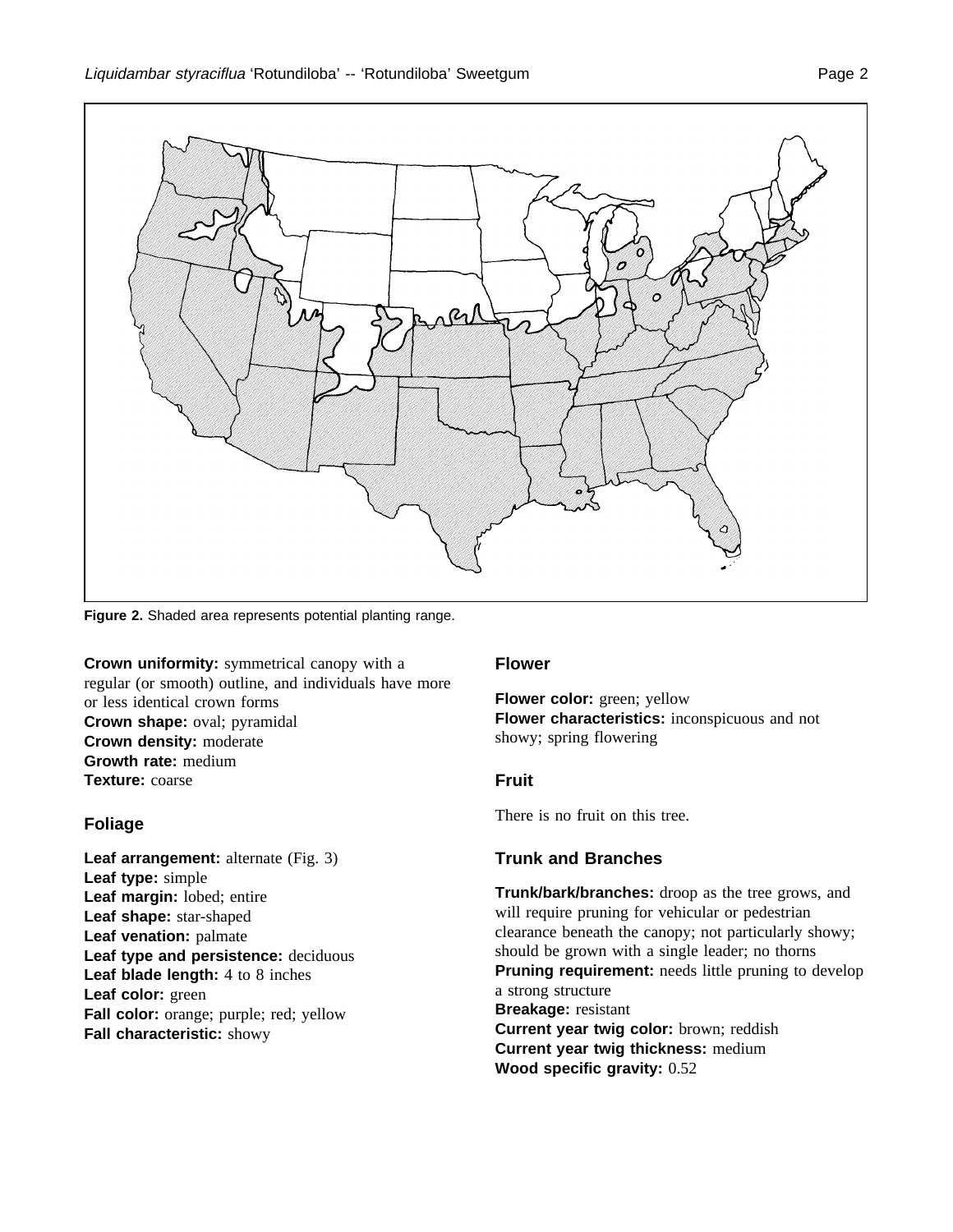Figure 2. Shaded area represents potential planting range.

**Crown uniformity:** symmetrical canopy with a regular (or smooth) outline, and individuals have more or less identical crown forms
**Crown shape:** oval; pyramidal
**Crown density:** moderate
**Growth rate:** medium
**Texture:** coarse

## Foliage

**Leaf arrangement:** alternate (Fig. 3)
**Leaf type:** simple
**Leaf margin:** lobed; entire
**Leaf shape:** star-shaped
**Leaf venation:** palmate
**Leaf type and persistence:** deciduous
**Leaf blade length:** 4 to 8 inches
**Leaf color:** green
**Fall color:** orange; purple; red; yellow
**Fall characteristic:** showy

## Flower

**Flower color:** green; yellow
**Flower characteristics:** inconspicuous and not showy; spring flowering

## Fruit

There is no fruit on this tree.

## Trunk and Branches

**Trunk/bark/branches:** droop as the tree grows, and will require pruning for vehicular or pedestrian clearance beneath the canopy; not particularly showy; should be grown with a single leader; no thorns
**Pruning requirement:** needs little pruning to develop a strong structure
**Breakage:** resistant
**Current year twig color:** brown; reddish
**Current year twig thickness:** medium
**Wood specific gravity:** 0.52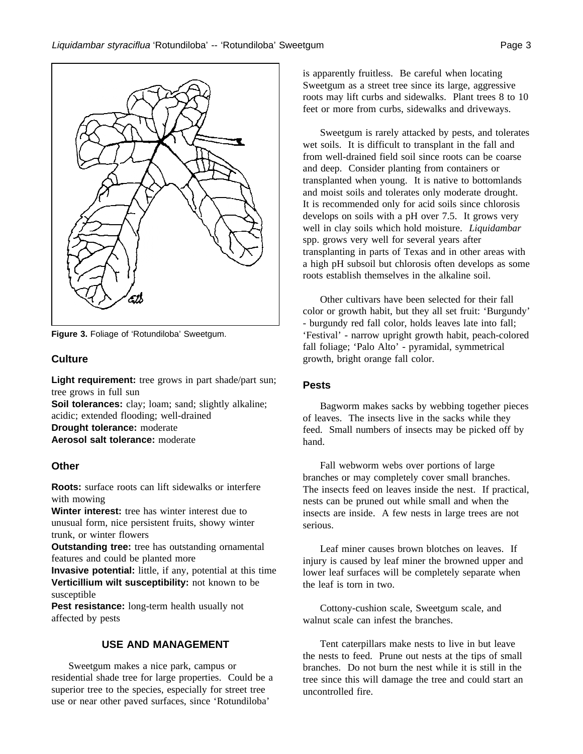Figure 3. Foliage of 'Rotundiloba' Sweetgum.

## Culture

**Light requirement:** tree grows in part shade/part sun; tree grows in full sun
**Soil tolerances:** clay; loam; sand; slightly alkaline; acidic; extended flooding; well-drained
**Drought tolerance:** moderate
**Aerosol salt tolerance:** moderate

## Other

**Roots:** surface roots can lift sidewalks or interfere with mowing
**Winter interest:** tree has winter interest due to unusual form, nice persistent fruits, showy winter trunk, or winter flowers
**Outstanding tree:** tree has outstanding ornamental features and could be planted more
**Invasive potential:** little, if any, potential at this time
**Verticillium wilt susceptibility:** not known to be susceptible
**Pest resistance:** long-term health usually not affected by pests

## USE AND MANAGEMENT

Sweetgum makes a nice park, campus or residential shade tree for large properties. Could be a superior tree to the species, especially for street tree use or near other paved surfaces, since 'Rotundiloba' is apparently fruitless. Be careful when locating Sweetgum as a street tree since its large, aggressive roots may lift curbs and sidewalks. Plant trees 8 to 10 feet or more from curbs, sidewalks and driveways.

Sweetgum is rarely attacked by pests, and tolerates wet soils. It is difficult to transplant in the fall and from well-drained field soil since roots can be coarse and deep. Consider planting from containers or transplanted when young. It is native to bottomlands and moist soils and tolerates only moderate drought. It is recommended only for acid soils since chlorosis develops on soils with a pH over 7.5. It grows very well in clay soils which hold moisture. *Liquidambar* spp. grows very well for several years after transplanting in parts of Texas and in other areas with a high pH subsoil but chlorosis often develops as some roots establish themselves in the alkaline soil.

Other cultivars have been selected for their fall color or growth habit, but they all set fruit: 'Burgundy' - burgundy red fall color, holds leaves late into fall; 'Festival' - narrow upright growth habit, peach-colored fall foliage; 'Palo Alto' - pyramidal, symmetrical growth, bright orange fall color.

## Pests

Bagworm makes sacks by webbing together pieces of leaves. The insects live in the sacks while they feed. Small numbers of insects may be picked off by hand.

Fall webworm webs over portions of large branches or may completely cover small branches. The insects feed on leaves inside the nest. If practical, nests can be pruned out while small and when the insects are inside. A few nests in large trees are not serious.

Leaf miner causes brown blotches on leaves. If injury is caused by leaf miner the browned upper and lower leaf surfaces will be completely separate when the leaf is torn in two.

Cottony-cushion scale, Sweetgum scale, and walnut scale can infest the branches.

Tent caterpillars make nests to live in but leave the nests to feed. Prune out nests at the tips of small branches. Do not burn the nest while it is still in the tree since this will damage the tree and could start an uncontrolled fire.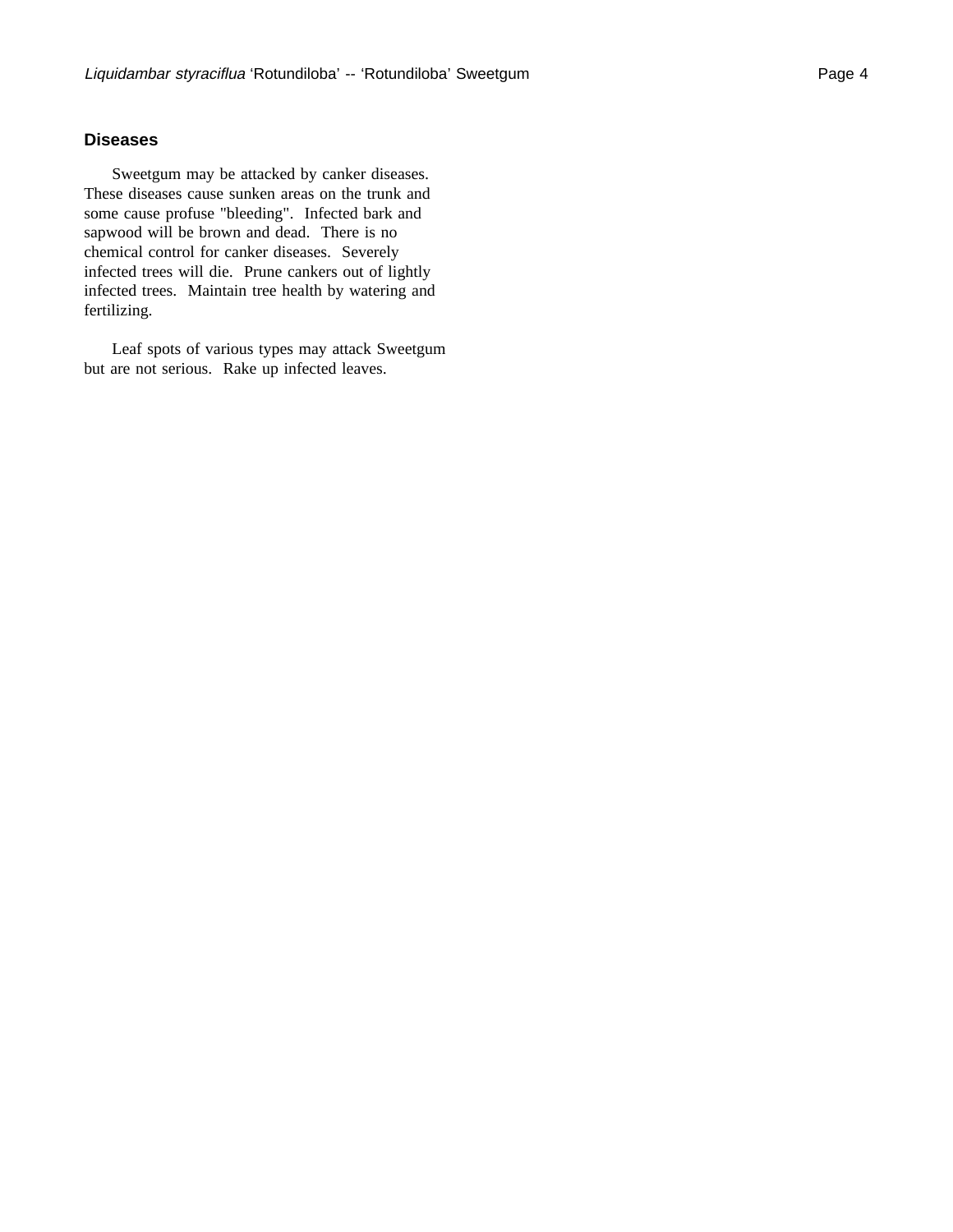## Diseases

Sweetgum may be attacked by canker diseases. These diseases cause sunken areas on the trunk and some cause profuse "bleeding". Infected bark and sapwood will be brown and dead. There is no chemical control for canker diseases. Severely infected trees will die. Prune cankers out of lightly infected trees. Maintain tree health by watering and fertilizing.

Leaf spots of various types may attack Sweetgum but are not serious. Rake up infected leaves.